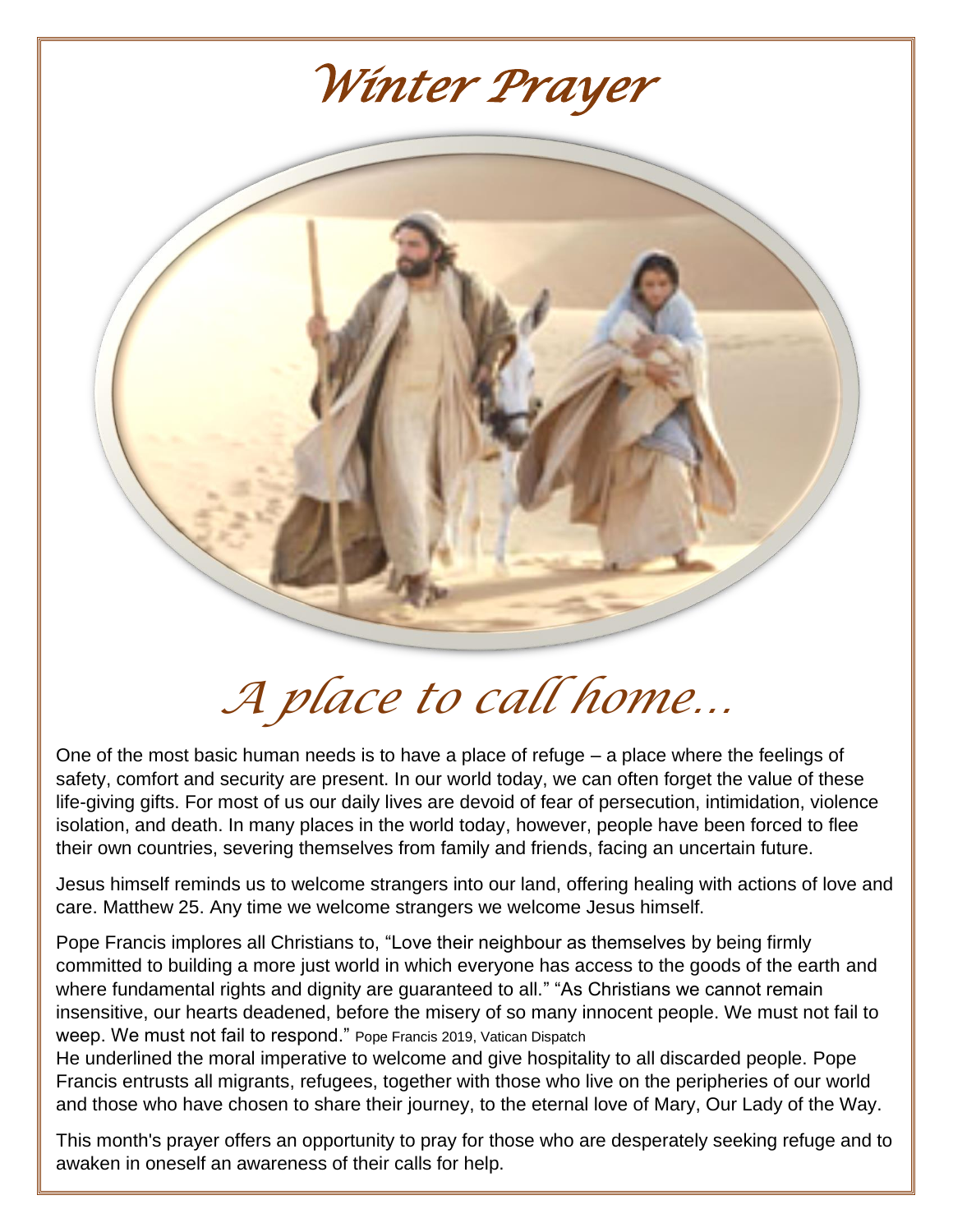# *Winter Prayer*

## *A place to call home…*

One of the most basic human needs is to have a place of refuge – a place where the feelings of safety, comfort and security are present. In our world today, we can often forget the value of these life-giving gifts. For most of us our daily lives are devoid of fear of persecution, intimidation, violence isolation, and death. In many places in the world today, however, people have been forced to flee their own countries, severing themselves from family and friends, facing an uncertain future.

Jesus himself reminds us to welcome strangers into our land, offering healing with actions of love and care. Matthew 25. Any time we welcome strangers we welcome Jesus himself.

Pope Francis implores all Christians to, "Love their neighbour as themselves by being firmly committed to building a more just world in which everyone has access to the goods of the earth and where fundamental rights and dignity are guaranteed to all." "As Christians we cannot remain insensitive, our hearts deadened, before the misery of so many innocent people. We must not fail to weep. We must not fail to respond." Pope Francis 2019, Vatican Dispatch

He underlined the moral imperative to welcome and give hospitality to all discarded people. Pope Francis entrusts all migrants, refugees, together with those who live on the peripheries of our world and those who have chosen to share their journey, to the eternal love of Mary, Our Lady of the Way.

This month's prayer offers an opportunity to pray for those who are desperately seeking refuge and to awaken in oneself an awareness of their calls for help.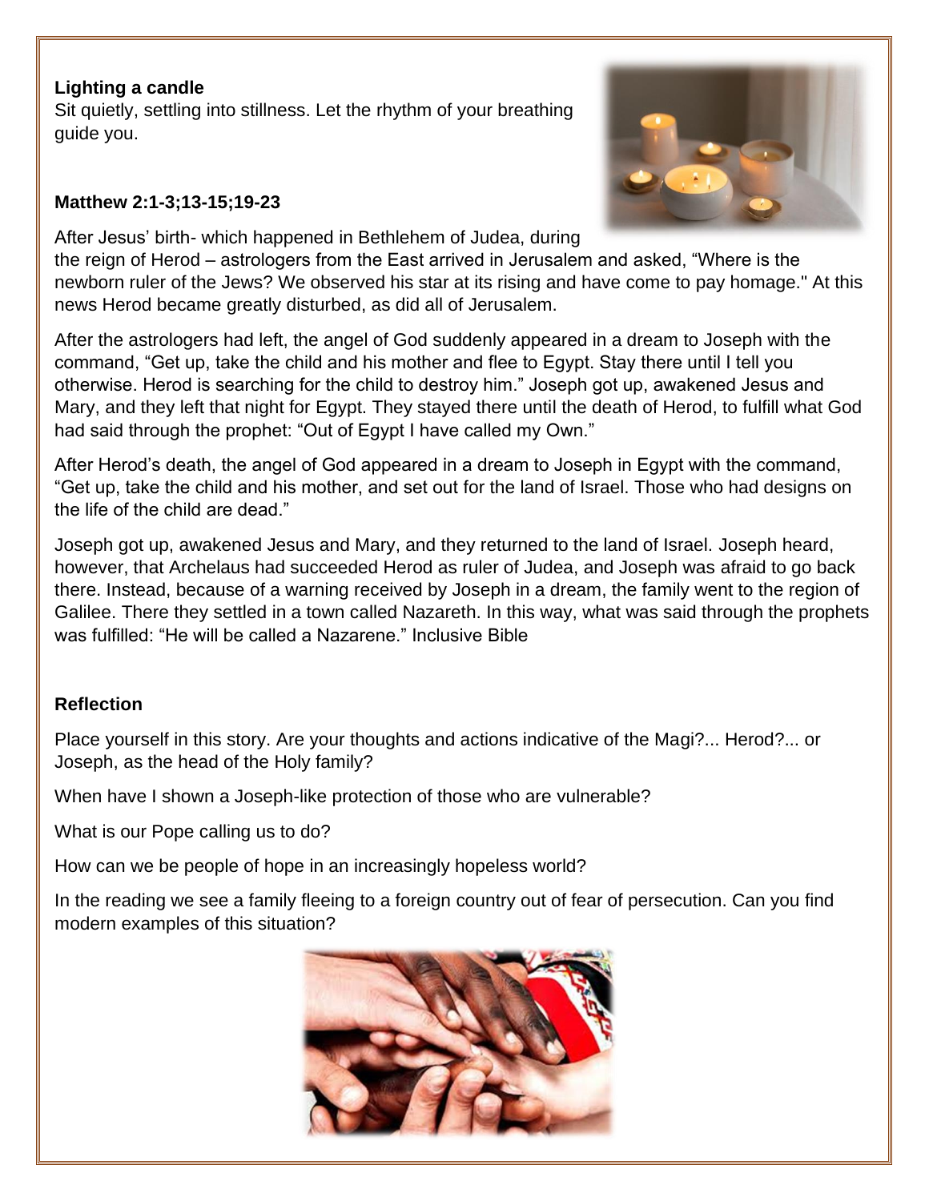**Lighting a candle**

Sit quietly, settling into stillness. Let the rhythm of your breathing guide you.

**Matthew 2:1-3;13-15;19-23**

After Jesus' birth- which happened in Bethlehem of Judea, during the reign of Herod – astrologers from the East arrived in Jerusalem and asked, "Where is the newborn ruler of the Jews? We observed his star at its rising and have come to pay homage." At this news Herod became greatly disturbed, as did all of Jerusalem.

After the astrologers had left, the angel of God suddenly appeared in a dream to Joseph with the command, "Get up, take the child and his mother and flee to Egypt. Stay there until I tell you otherwise. Herod is searching for the child to destroy him." Joseph got up, awakened Jesus and Mary, and they left that night for Egypt. They stayed there until the death of Herod, to fulfill what God had said through the prophet: "Out of Egypt I have called my Own."

After Herod's death, the angel of God appeared in a dream to Joseph in Egypt with the command, "Get up, take the child and his mother, and set out for the land of Israel. Those who had designs on the life of the child are dead."

Joseph got up, awakened Jesus and Mary, and they returned to the land of Israel. Joseph heard, however, that Archelaus had succeeded Herod as ruler of Judea, and Joseph was afraid to go back there. Instead, because of a warning received by Joseph in a dream, the family went to the region of Galilee. There they settled in a town called Nazareth. In this way, what was said through the prophets was fulfilled: "He will be called a Nazarene." Inclusive Bible

**Reflection**

Place yourself in this story. Are your thoughts and actions indicative of the Magi?... Herod?... or Joseph, as the head of the Holy family?

When have I shown a Joseph-like protection of those who are vulnerable?

What is our Pope calling us to do?

How can we be people of hope in an increasingly hopeless world?

In the reading we see a family fleeing to a foreign country out of fear of persecution. Can you find modern examples of this situation?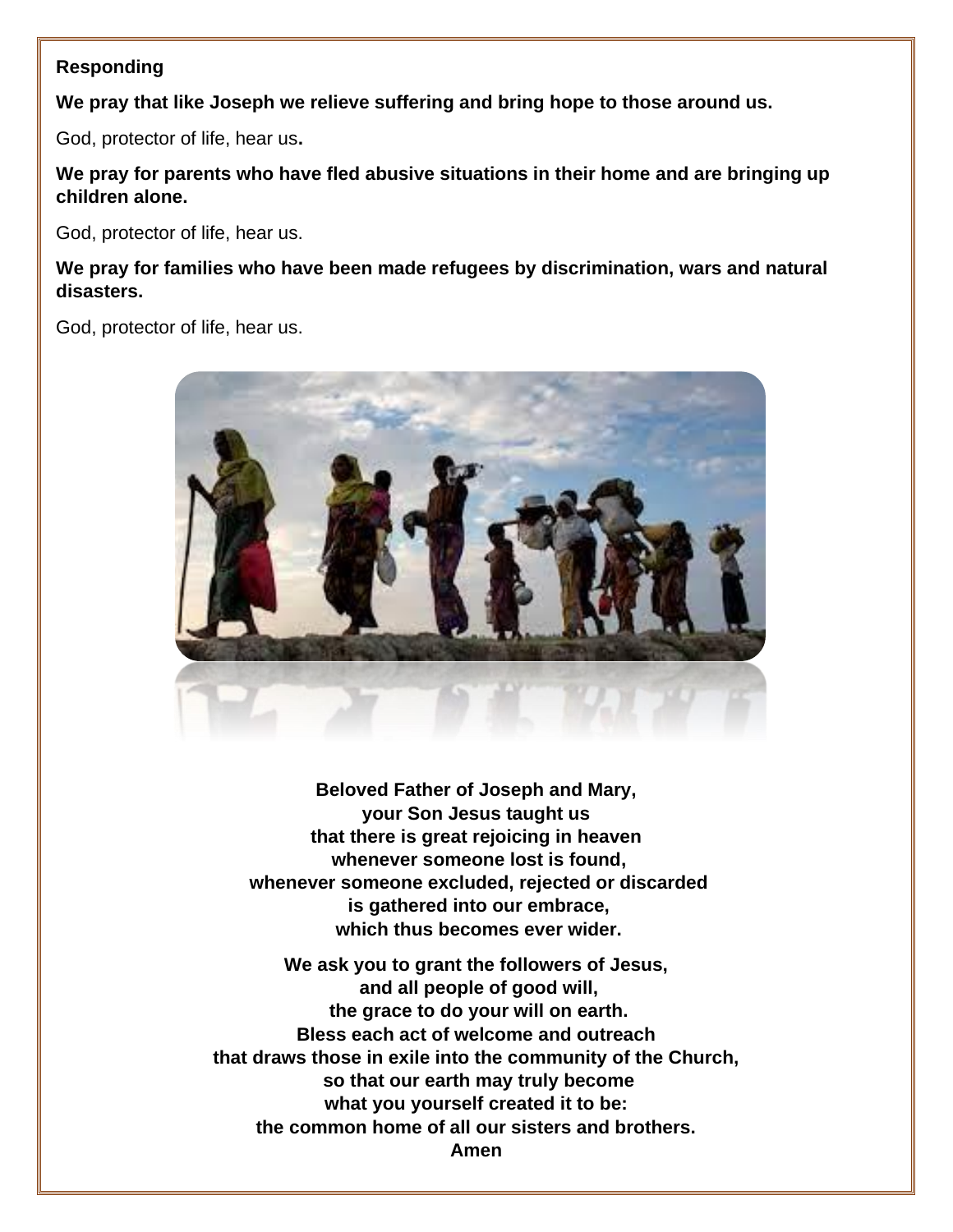**Responding**

**We pray that like Joseph we relieve suffering and bring hope to those around us.**

God, protector of life, hear us**.**

**We pray for parents who have fled abusive situations in their home and are bringing up children alone.**

God, protector of life, hear us.

**We pray for families who have been made refugees by discrimination, wars and natural disasters.**

God, protector of life, hear us.

**Beloved Father of Joseph and Mary,**
**your Son Jesus taught us**
**that there is great rejoicing in heaven**
**whenever someone lost is found,**
**whenever someone excluded, rejected or discarded**
**is gathered into our embrace,**
**which thus becomes ever wider.**

**We ask you to grant the followers of Jesus,**
**and all people of good will,**
**the grace to do your will on earth.**
**Bless each act of welcome and outreach**
**that draws those in exile into the community of the Church,**
**so that our earth may truly become**
**what you yourself created it to be:**
**the common home of all our sisters and brothers.**
**Amen**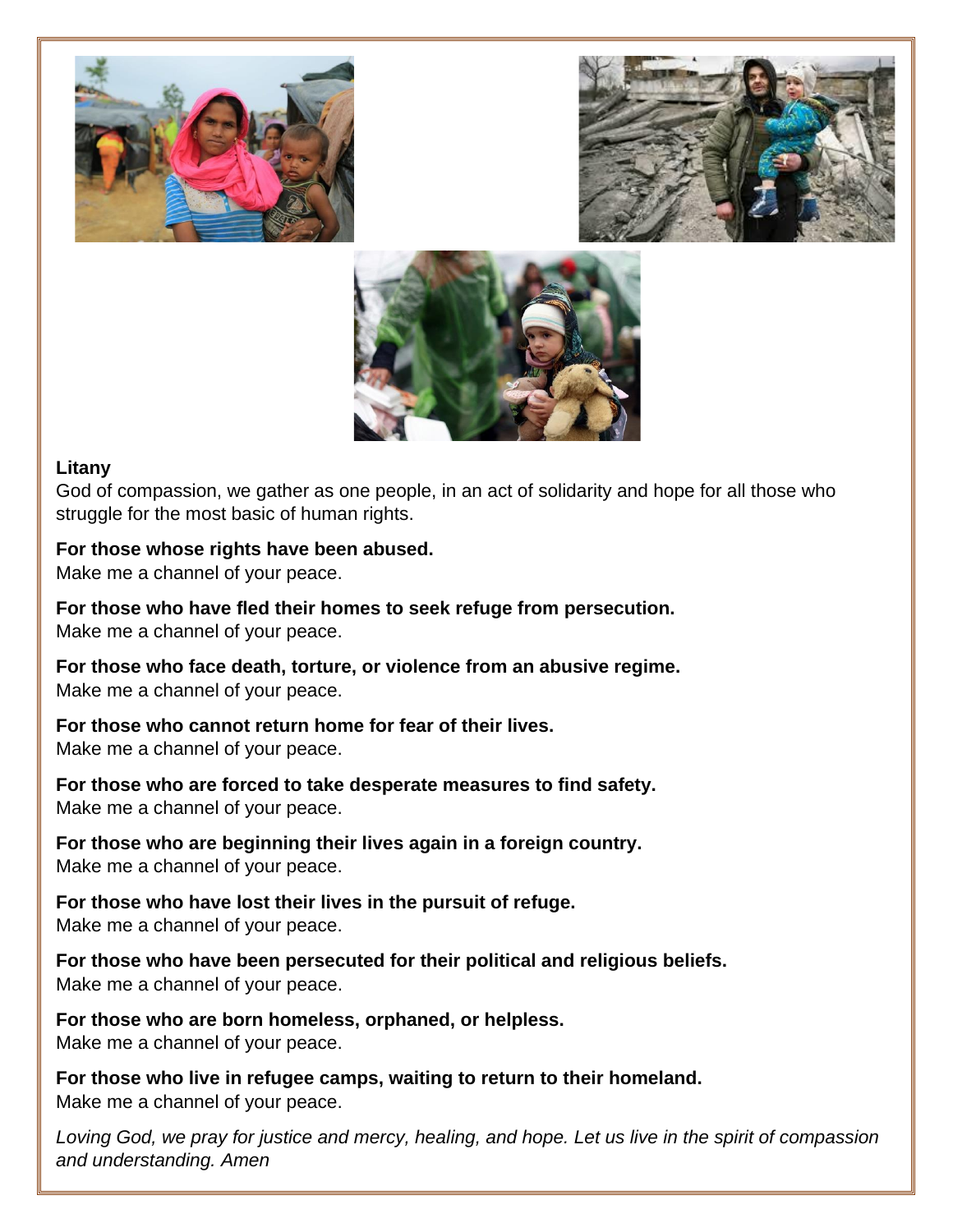**Litany**

God of compassion, we gather as one people, in an act of solidarity and hope for all those who struggle for the most basic of human rights.

**For those whose rights have been abused.**
Make me a channel of your peace.

**For those who have fled their homes to seek refuge from persecution.**
Make me a channel of your peace.

**For those who face death, torture, or violence from an abusive regime.**
Make me a channel of your peace.

**For those who cannot return home for fear of their lives.**
Make me a channel of your peace.

**For those who are forced to take desperate measures to find safety.**
Make me a channel of your peace.

**For those who are beginning their lives again in a foreign country.**
Make me a channel of your peace.

**For those who have lost their lives in the pursuit of refuge.**
Make me a channel of your peace.

**For those who have been persecuted for their political and religious beliefs.**
Make me a channel of your peace.

**For those who are born homeless, orphaned, or helpless.**
Make me a channel of your peace.

**For those who live in refugee camps, waiting to return to their homeland.**
Make me a channel of your peace.

*Loving God, we pray for justice and mercy, healing, and hope. Let us live in the spirit of compassion and understanding. Amen*